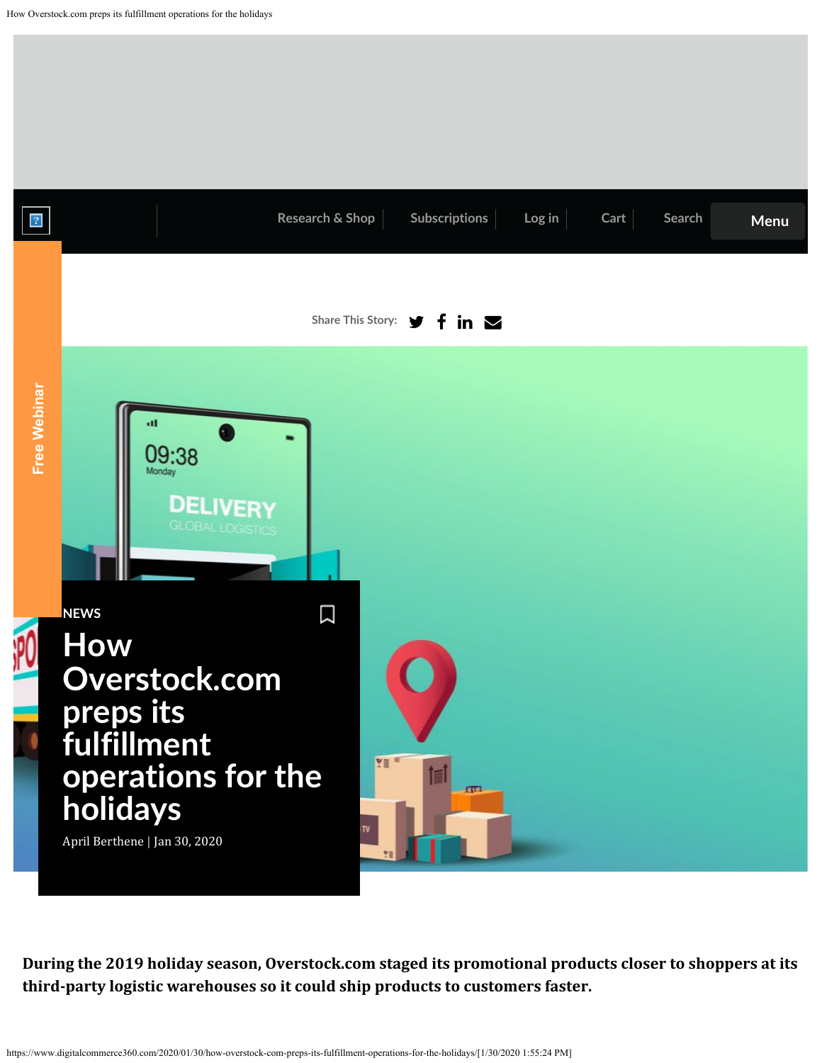NEWS

# How Overstock.com preps its fulfillment operations for the holidays

April Berthene | Jan 30, 2020

**During the 2019 holiday season, Overstock.com staged its promotional products closer to shoppers at its third-party logistic warehouses so it could ship products to customers faster.**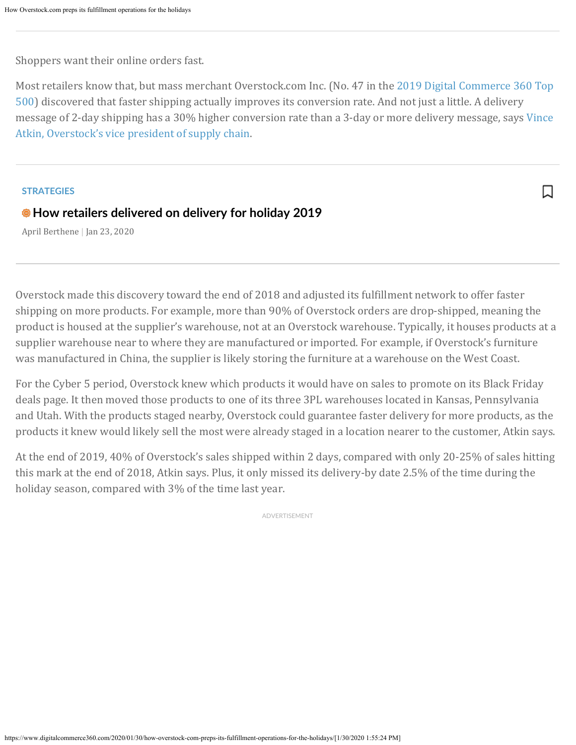Shoppers want their online orders fast.

Most retailers know that, but mass merchant Overstock.com Inc. (No. 47 in the 2019 Digital Commerce 360 Top 500) discovered that faster shipping actually improves its conversion rate. And not just a little. A delivery message of 2-day shipping has a 30% higher conversion rate than a 3-day or more delivery message, says Vince Atkin, Overstock's vice president of supply chain.

STRATEGIES

**How retailers delivered on delivery for holiday 2019**

April Berthene | Jan 23, 2020

Overstock made this discovery toward the end of 2018 and adjusted its fulfillment network to offer faster shipping on more products. For example, more than 90% of Overstock orders are drop-shipped, meaning the product is housed at the supplier's warehouse, not at an Overstock warehouse. Typically, it houses products at a supplier warehouse near to where they are manufactured or imported. For example, if Overstock's furniture was manufactured in China, the supplier is likely storing the furniture at a warehouse on the West Coast.

For the Cyber 5 period, Overstock knew which products it would have on sales to promote on its Black Friday deals page. It then moved those products to one of its three 3PL warehouses located in Kansas, Pennsylvania and Utah. With the products staged nearby, Overstock could guarantee faster delivery for more products, as the products it knew would likely sell the most were already staged in a location nearer to the customer, Atkin says.

At the end of 2019, 40% of Overstock's sales shipped within 2 days, compared with only 20-25% of sales hitting this mark at the end of 2018, Atkin says. Plus, it only missed its delivery-by date 2.5% of the time during the holiday season, compared with 3% of the time last year.

ADVERTISEMENT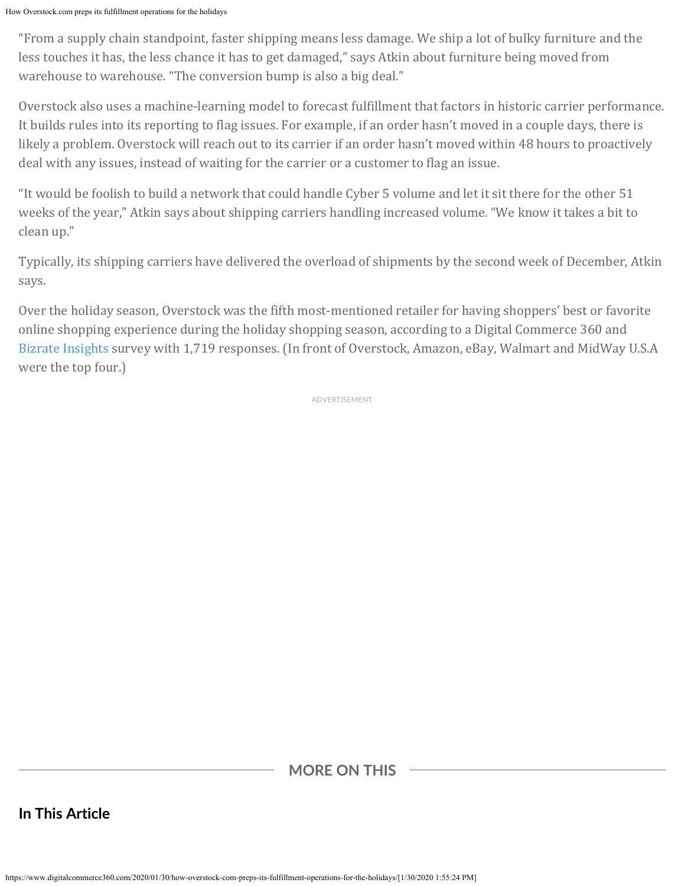"From a supply chain standpoint, faster shipping means less damage. We ship a lot of bulky furniture and the less touches it has, the less chance it has to get damaged," says Atkin about furniture being moved from warehouse to warehouse. "The conversion bump is also a big deal."

Overstock also uses a machine-learning model to forecast fulfillment that factors in historic carrier performance. It builds rules into its reporting to flag issues. For example, if an order hasn't moved in a couple days, there is likely a problem. Overstock will reach out to its carrier if an order hasn't moved within 48 hours to proactively deal with any issues, instead of waiting for the carrier or a customer to flag an issue.

"It would be foolish to build a network that could handle Cyber 5 volume and let it sit there for the other 51 weeks of the year," Atkin says about shipping carriers handling increased volume. "We know it takes a bit to clean up."

Typically, its shipping carriers have delivered the overload of shipments by the second week of December, Atkin says.

Over the holiday season, Overstock was the fifth most-mentioned retailer for having shoppers' best or favorite online shopping experience during the holiday shopping season, according to a Digital Commerce 360 and Bizrate Insights survey with 1,719 responses. (In front of Overstock, Amazon, eBay, Walmart and MidWay U.S.A were the top four.)

ADVERTISEMENT

## MORE ON THIS

### In This Article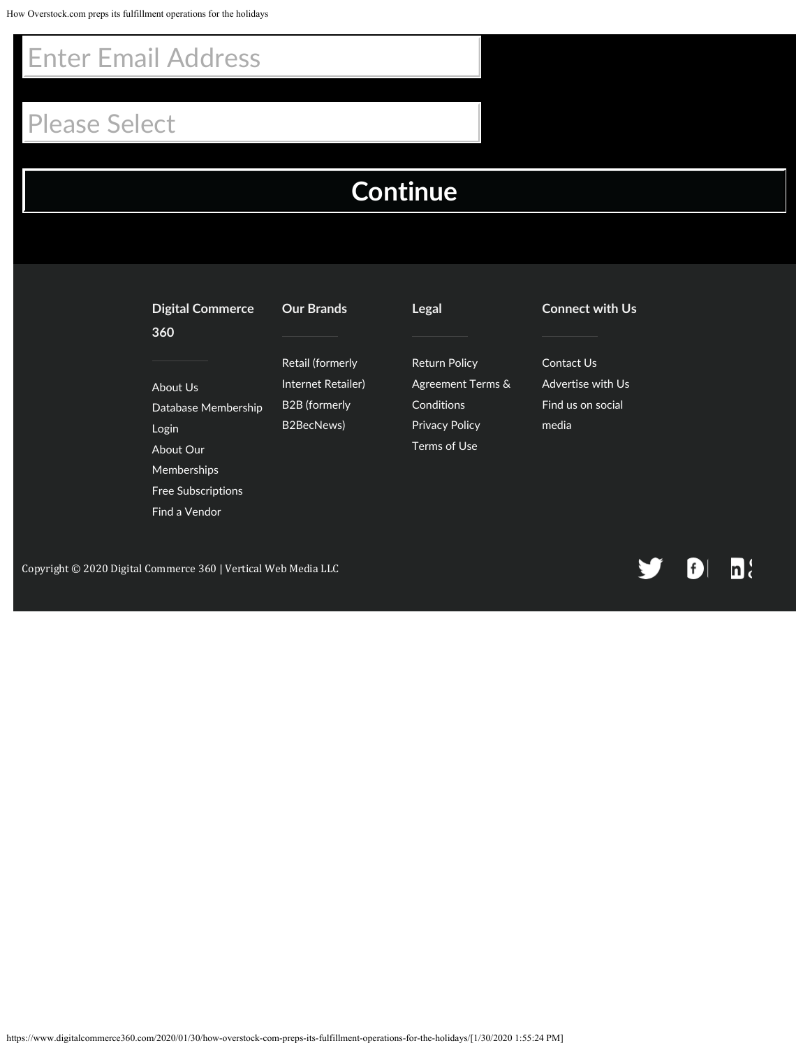Enter Email Address

Please Select

Continue

**Digital Commerce 360**

- About Us
- Database Membership
- Login
- About Our Memberships
- Free Subscriptions
- Find a Vendor

**Our Brands**

- Retail (formerly Internet Retailer)
- B2B (formerly B2BecNews)

**Legal**

- Return Policy
- Agreement Terms & Conditions
- Privacy Policy
- Terms of Use

**Connect with Us**

- Contact Us
- Advertise with Us
- Find us on social media

Copyright © 2020 Digital Commerce 360 | Vertical Web Media LLC